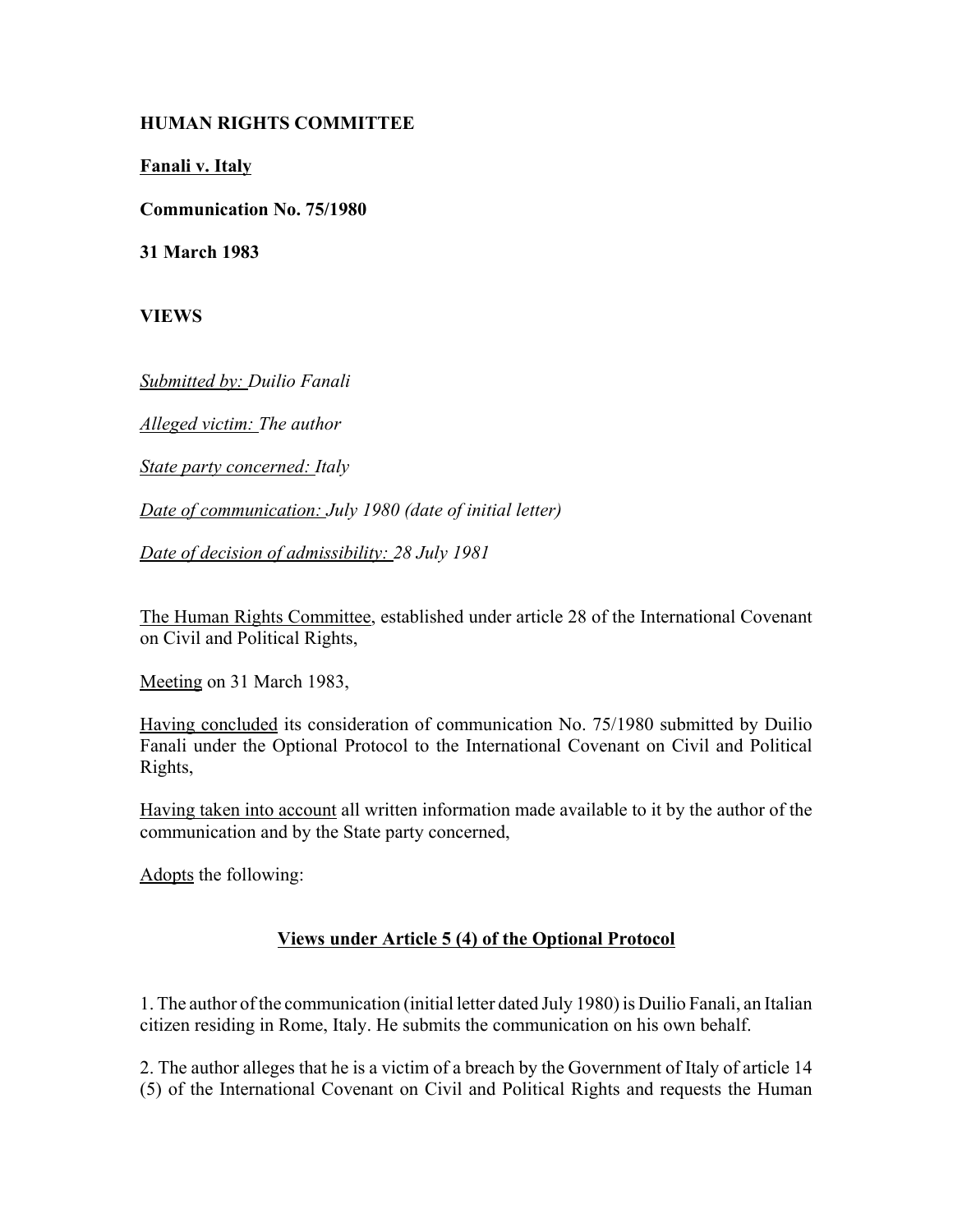**HUMAN RIGHTS COMMITTEE**

**Fanali v. Italy**

**Communication No. 75/1980**

**31 March 1983**

**VIEWS**

*Submitted by: Duilio Fanali*

*Alleged victim: The author*

*State party concerned: Italy*

*Date of communication: July 1980 (date of initial letter)*

*Date of decision of admissibility: 28 July 1981*

The Human Rights Committee, established under article 28 of the International Covenant on Civil and Political Rights,

Meeting on 31 March 1983,

Having concluded its consideration of communication No. 75/1980 submitted by Duilio Fanali under the Optional Protocol to the International Covenant on Civil and Political Rights,

Having taken into account all written information made available to it by the author of the communication and by the State party concerned,

Adopts the following:

## Views under Article 5 (4) of the Optional Protocol

1. The author of the communication (initial letter dated July 1980) is Duilio Fanali, an Italian citizen residing in Rome, Italy. He submits the communication on his own behalf.

2. The author alleges that he is a victim of a breach by the Government of Italy of article 14 (5) of the International Covenant on Civil and Political Rights and requests the Human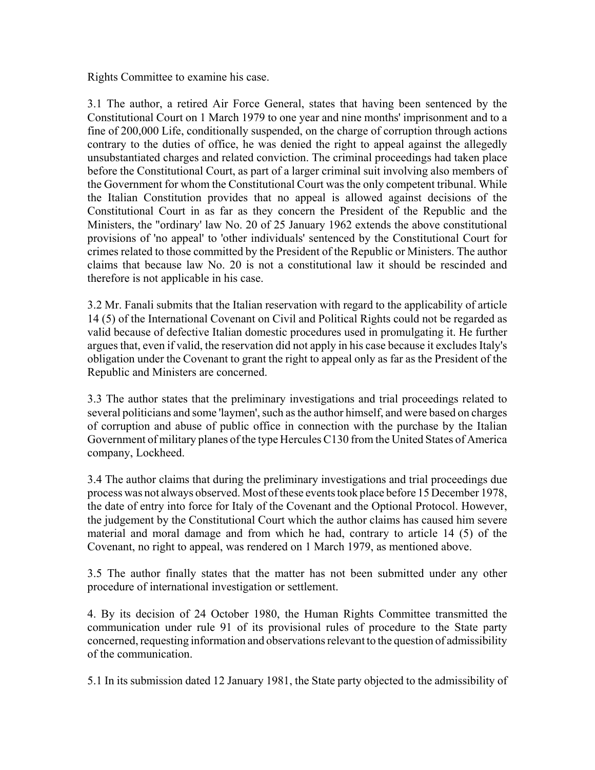Rights Committee to examine his case.

3.1 The author, a retired Air Force General, states that having been sentenced by the Constitutional Court on 1 March 1979 to one year and nine months' imprisonment and to a fine of 200,000 Life, conditionally suspended, on the charge of corruption through actions contrary to the duties of office, he was denied the right to appeal against the allegedly unsubstantiated charges and related conviction. The criminal proceedings had taken place before the Constitutional Court, as part of a larger criminal suit involving also members of the Government for whom the Constitutional Court was the only competent tribunal. While the Italian Constitution provides that no appeal is allowed against decisions of the Constitutional Court in as far as they concern the President of the Republic and the Ministers, the "ordinary' law No. 20 of 25 January 1962 extends the above constitutional provisions of 'no appeal' to 'other individuals' sentenced by the Constitutional Court for crimes related to those committed by the President of the Republic or Ministers. The author claims that because law No. 20 is not a constitutional law it should be rescinded and therefore is not applicable in his case.

3.2 Mr. Fanali submits that the Italian reservation with regard to the applicability of article 14 (5) of the International Covenant on Civil and Political Rights could not be regarded as valid because of defective Italian domestic procedures used in promulgating it. He further argues that, even if valid, the reservation did not apply in his case because it excludes Italy's obligation under the Covenant to grant the right to appeal only as far as the President of the Republic and Ministers are concerned.

3.3 The author states that the preliminary investigations and trial proceedings related to several politicians and some 'laymen', such as the author himself, and were based on charges of corruption and abuse of public office in connection with the purchase by the Italian Government of military planes of the type Hercules C130 from the United States of America company, Lockheed.

3.4 The author claims that during the preliminary investigations and trial proceedings due process was not always observed. Most of these events took place before 15 December 1978, the date of entry into force for Italy of the Covenant and the Optional Protocol. However, the judgement by the Constitutional Court which the author claims has caused him severe material and moral damage and from which he had, contrary to article 14 (5) of the Covenant, no right to appeal, was rendered on 1 March 1979, as mentioned above.

3.5 The author finally states that the matter has not been submitted under any other procedure of international investigation or settlement.

4. By its decision of 24 October 1980, the Human Rights Committee transmitted the communication under rule 91 of its provisional rules of procedure to the State party concerned, requesting information and observations relevant to the question of admissibility of the communication.

5.1 In its submission dated 12 January 1981, the State party objected to the admissibility of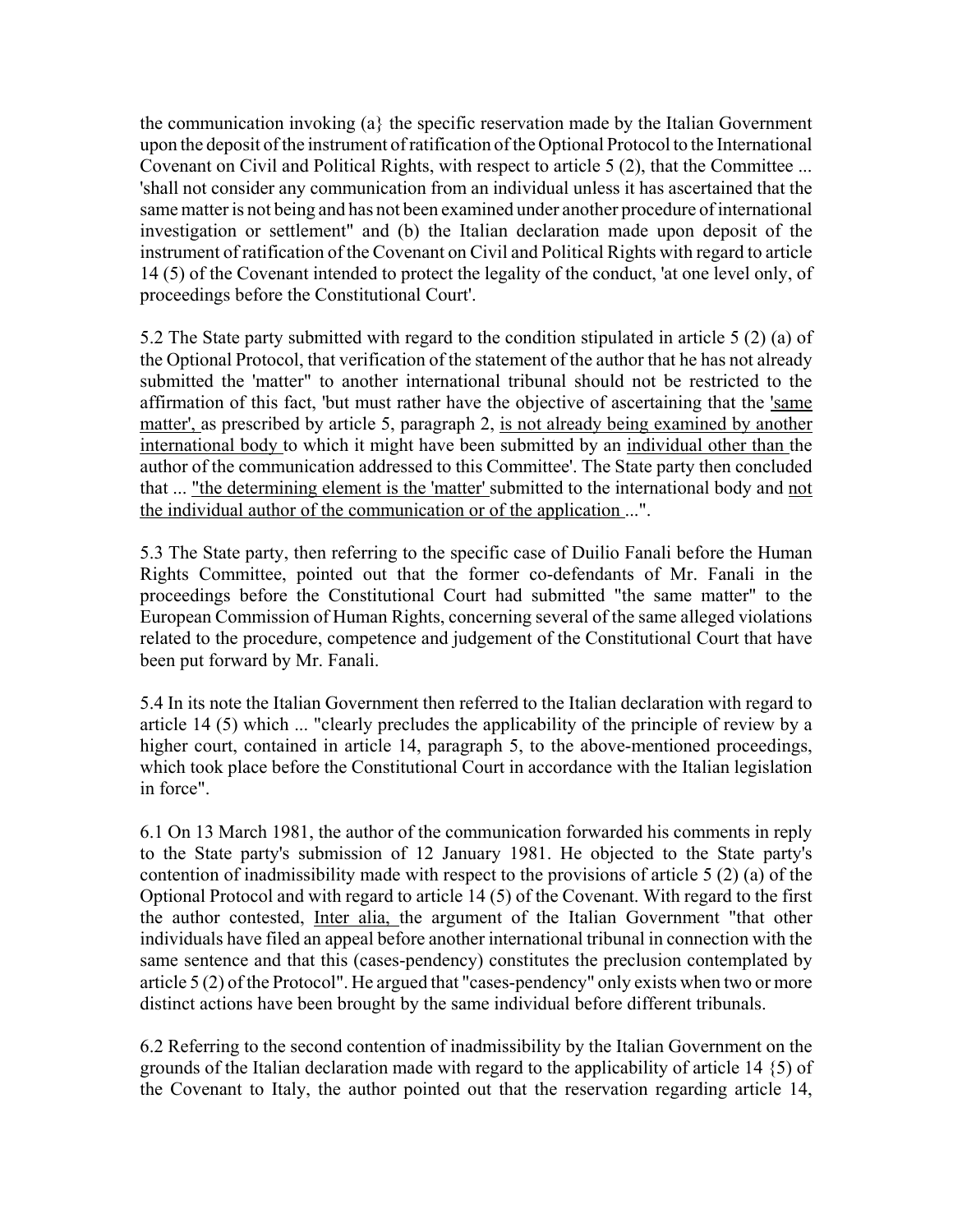the communication invoking (a} the specific reservation made by the Italian Government upon the deposit of the instrument of ratification of the Optional Protocol to the International Covenant on Civil and Political Rights, with respect to article 5 (2), that the Committee ... 'shall not consider any communication from an individual unless it has ascertained that the same matter is not being and has not been examined under another procedure of international investigation or settlement" and (b) the Italian declaration made upon deposit of the instrument of ratification of the Covenant on Civil and Political Rights with regard to article 14 (5) of the Covenant intended to protect the legality of the conduct, 'at one level only, of proceedings before the Constitutional Court'.

5.2 The State party submitted with regard to the condition stipulated in article 5 (2) (a) of the Optional Protocol, that verification of the statement of the author that he has not already submitted the 'matter" to another international tribunal should not be restricted to the affirmation of this fact, 'but must rather have the objective of ascertaining that the 'same matter', as prescribed by article 5, paragraph 2, is not already being examined by another international body to which it might have been submitted by an individual other than the author of the communication addressed to this Committee'. The State party then concluded that ... "the determining element is the 'matter' submitted to the international body and not the individual author of the communication or of the application ...".

5.3 The State party, then referring to the specific case of Duilio Fanali before the Human Rights Committee, pointed out that the former co-defendants of Mr. Fanali in the proceedings before the Constitutional Court had submitted "the same matter" to the European Commission of Human Rights, concerning several of the same alleged violations related to the procedure, competence and judgement of the Constitutional Court that have been put forward by Mr. Fanali.

5.4 In its note the Italian Government then referred to the Italian declaration with regard to article 14 (5) which ... "clearly precludes the applicability of the principle of review by a higher court, contained in article 14, paragraph 5, to the above-mentioned proceedings, which took place before the Constitutional Court in accordance with the Italian legislation in force".

6.1 On 13 March 1981, the author of the communication forwarded his comments in reply to the State party's submission of 12 January 1981. He objected to the State party's contention of inadmissibility made with respect to the provisions of article 5 (2) (a) of the Optional Protocol and with regard to article 14 (5) of the Covenant. With regard to the first the author contested, Inter alia, the argument of the Italian Government "that other individuals have filed an appeal before another international tribunal in connection with the same sentence and that this (cases-pendency) constitutes the preclusion contemplated by article 5 (2) of the Protocol". He argued that "cases-pendency" only exists when two or more distinct actions have been brought by the same individual before different tribunals.

6.2 Referring to the second contention of inadmissibility by the Italian Government on the grounds of the Italian declaration made with regard to the applicability of article 14 {5) of the Covenant to Italy, the author pointed out that the reservation regarding article 14,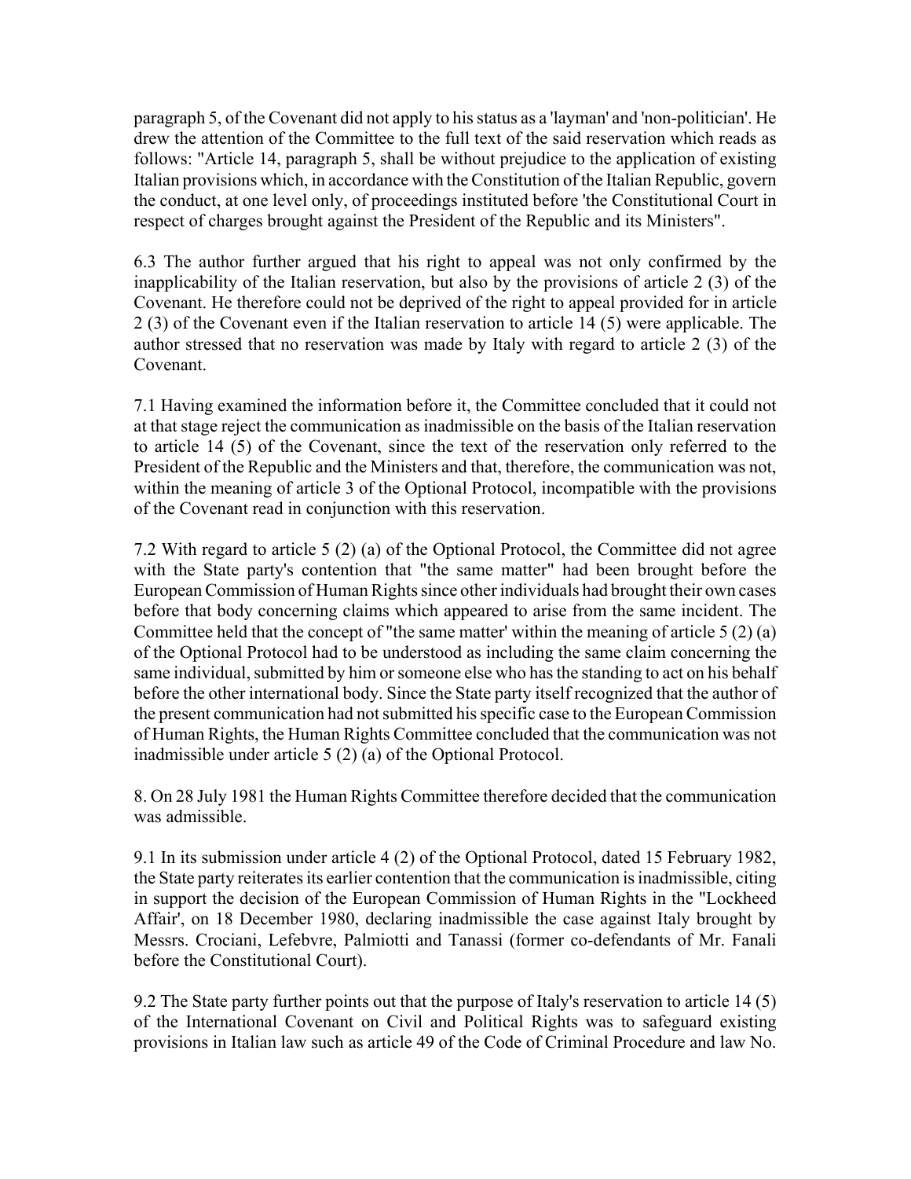paragraph 5, of the Covenant did not apply to his status as a 'layman' and 'non-politician'. He drew the attention of the Committee to the full text of the said reservation which reads as follows: "Article 14, paragraph 5, shall be without prejudice to the application of existing Italian provisions which, in accordance with the Constitution of the Italian Republic, govern the conduct, at one level only, of proceedings instituted before 'the Constitutional Court in respect of charges brought against the President of the Republic and its Ministers".

6.3 The author further argued that his right to appeal was not only confirmed by the inapplicability of the Italian reservation, but also by the provisions of article 2 (3) of the Covenant. He therefore could not be deprived of the right to appeal provided for in article 2 (3) of the Covenant even if the Italian reservation to article 14 (5) were applicable. The author stressed that no reservation was made by Italy with regard to article 2 (3) of the Covenant.

7.1 Having examined the information before it, the Committee concluded that it could not at that stage reject the communication as inadmissible on the basis of the Italian reservation to article 14 (5) of the Covenant, since the text of the reservation only referred to the President of the Republic and the Ministers and that, therefore, the communication was not, within the meaning of article 3 of the Optional Protocol, incompatible with the provisions of the Covenant read in conjunction with this reservation.

7.2 With regard to article 5 (2) (a) of the Optional Protocol, the Committee did not agree with the State party's contention that "the same matter" had been brought before the European Commission of Human Rights since other individuals had brought their own cases before that body concerning claims which appeared to arise from the same incident. The Committee held that the concept of "the same matter' within the meaning of article 5 (2) (a) of the Optional Protocol had to be understood as including the same claim concerning the same individual, submitted by him or someone else who has the standing to act on his behalf before the other international body. Since the State party itself recognized that the author of the present communication had not submitted his specific case to the European Commission of Human Rights, the Human Rights Committee concluded that the communication was not inadmissible under article 5 (2) (a) of the Optional Protocol.

8. On 28 July 1981 the Human Rights Committee therefore decided that the communication was admissible.

9.1 In its submission under article 4 (2) of the Optional Protocol, dated 15 February 1982, the State party reiterates its earlier contention that the communication is inadmissible, citing in support the decision of the European Commission of Human Rights in the "Lockheed Affair', on 18 December 1980, declaring inadmissible the case against Italy brought by Messrs. Crociani, Lefebvre, Palmiotti and Tanassi (former co-defendants of Mr. Fanali before the Constitutional Court).

9.2 The State party further points out that the purpose of Italy's reservation to article 14 (5) of the International Covenant on Civil and Political Rights was to safeguard existing provisions in Italian law such as article 49 of the Code of Criminal Procedure and law No.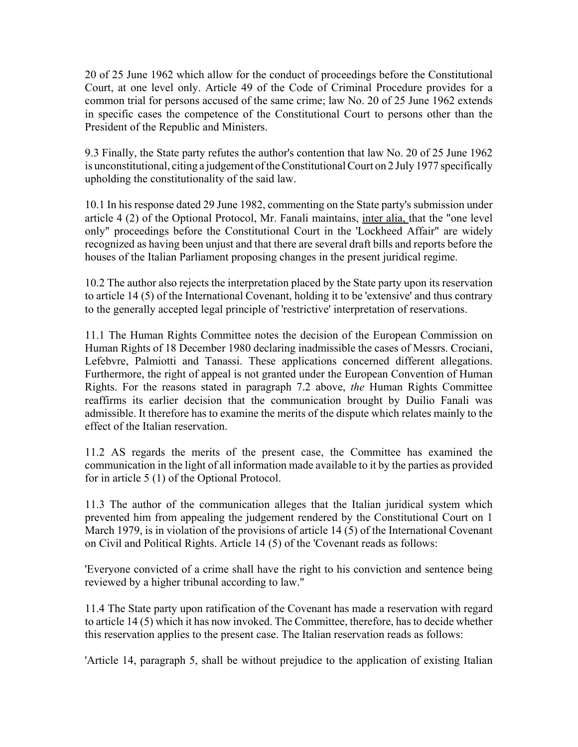20 of 25 June 1962 which allow for the conduct of proceedings before the Constitutional Court, at one level only. Article 49 of the Code of Criminal Procedure provides for a common trial for persons accused of the same crime; law No. 20 of 25 June 1962 extends in specific cases the competence of the Constitutional Court to persons other than the President of the Republic and Ministers.

9.3 Finally, the State party refutes the author's contention that law No. 20 of 25 June 1962 is unconstitutional, citing a judgement of the Constitutional Court on 2 July 1977 specifically upholding the constitutionality of the said law.

10.1 In his response dated 29 June 1982, commenting on the State party's submission under article 4 (2) of the Optional Protocol, Mr. Fanali maintains, inter alia, that the "one level only" proceedings before the Constitutional Court in the 'Lockheed Affair" are widely recognized as having been unjust and that there are several draft bills and reports before the houses of the Italian Parliament proposing changes in the present juridical regime.

10.2 The author also rejects the interpretation placed by the State party upon its reservation to article 14 (5) of the International Covenant, holding it to be 'extensive' and thus contrary to the generally accepted legal principle of 'restrictive' interpretation of reservations.

11.1 The Human Rights Committee notes the decision of the European Commission on Human Rights of 18 December 1980 declaring inadmissible the cases of Messrs. Crociani, Lefebvre, Palmiotti and Tanassi. These applications concerned different allegations. Furthermore, the right of appeal is not granted under the European Convention of Human Rights. For the reasons stated in paragraph 7.2 above, *the* Human Rights Committee reaffirms its earlier decision that the communication brought by Duilio Fanali was admissible. It therefore has to examine the merits of the dispute which relates mainly to the effect of the Italian reservation.

11.2 AS regards the merits of the present case, the Committee has examined the communication in the light of all information made available to it by the parties as provided for in article 5 (1) of the Optional Protocol.

11.3 The author of the communication alleges that the Italian juridical system which prevented him from appealing the judgement rendered by the Constitutional Court on 1 March 1979, is in violation of the provisions of article 14 (5) of the International Covenant on Civil and Political Rights. Article 14 (5) of the 'Covenant reads as follows:

'Everyone convicted of a crime shall have the right to his conviction and sentence being reviewed by a higher tribunal according to law."

11.4 The State party upon ratification of the Covenant has made a reservation with regard to article 14 (5) which it has now invoked. The Committee, therefore, has to decide whether this reservation applies to the present case. The Italian reservation reads as follows:

'Article 14, paragraph 5, shall be without prejudice to the application of existing Italian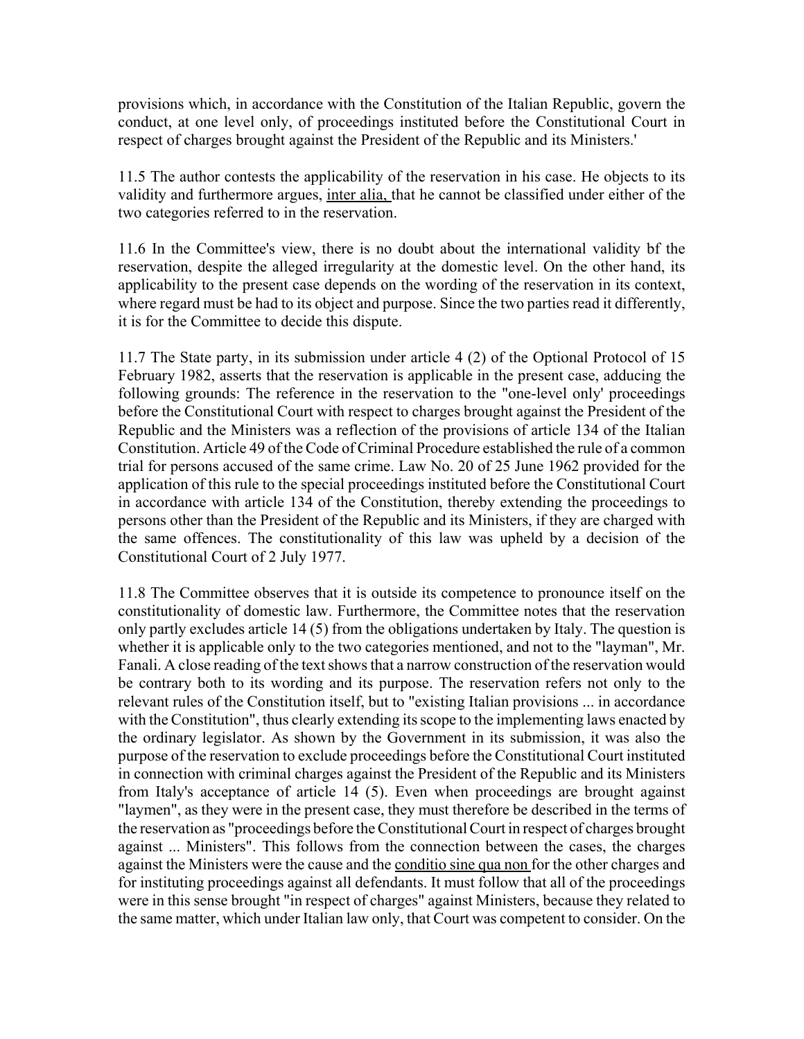provisions which, in accordance with the Constitution of the Italian Republic, govern the conduct, at one level only, of proceedings instituted before the Constitutional Court in respect of charges brought against the President of the Republic and its Ministers.'

11.5 The author contests the applicability of the reservation in his case. He objects to its validity and furthermore argues, inter alia, that he cannot be classified under either of the two categories referred to in the reservation.

11.6 In the Committee's view, there is no doubt about the international validity bf the reservation, despite the alleged irregularity at the domestic level. On the other hand, its applicability to the present case depends on the wording of the reservation in its context, where regard must be had to its object and purpose. Since the two parties read it differently, it is for the Committee to decide this dispute.

11.7 The State party, in its submission under article 4 (2) of the Optional Protocol of 15 February 1982, asserts that the reservation is applicable in the present case, adducing the following grounds: The reference in the reservation to the "one-level only' proceedings before the Constitutional Court with respect to charges brought against the President of the Republic and the Ministers was a reflection of the provisions of article 134 of the Italian Constitution. Article 49 of the Code of Criminal Procedure established the rule of a common trial for persons accused of the same crime. Law No. 20 of 25 June 1962 provided for the application of this rule to the special proceedings instituted before the Constitutional Court in accordance with article 134 of the Constitution, thereby extending the proceedings to persons other than the President of the Republic and its Ministers, if they are charged with the same offences. The constitutionality of this law was upheld by a decision of the Constitutional Court of 2 July 1977.

11.8 The Committee observes that it is outside its competence to pronounce itself on the constitutionality of domestic law. Furthermore, the Committee notes that the reservation only partly excludes article 14 (5) from the obligations undertaken by Italy. The question is whether it is applicable only to the two categories mentioned, and not to the "layman", Mr. Fanali. A close reading of the text shows that a narrow construction of the reservation would be contrary both to its wording and its purpose. The reservation refers not only to the relevant rules of the Constitution itself, but to "existing Italian provisions ... in accordance with the Constitution", thus clearly extending its scope to the implementing laws enacted by the ordinary legislator. As shown by the Government in its submission, it was also the purpose of the reservation to exclude proceedings before the Constitutional Court instituted in connection with criminal charges against the President of the Republic and its Ministers from Italy's acceptance of article 14 (5). Even when proceedings are brought against "laymen", as they were in the present case, they must therefore be described in the terms of the reservation as "proceedings before the Constitutional Court in respect of charges brought against ... Ministers". This follows from the connection between the cases, the charges against the Ministers were the cause and the conditio sine qua non for the other charges and for instituting proceedings against all defendants. It must follow that all of the proceedings were in this sense brought "in respect of charges" against Ministers, because they related to the same matter, which under Italian law only, that Court was competent to consider. On the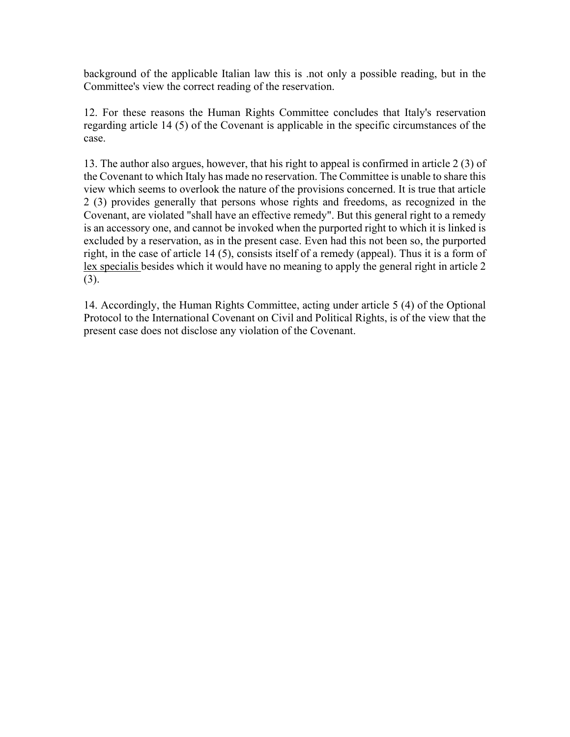background of the applicable Italian law this is .not only a possible reading, but in the Committee's view the correct reading of the reservation.

12. For these reasons the Human Rights Committee concludes that Italy's reservation regarding article 14 (5) of the Covenant is applicable in the specific circumstances of the case.

13. The author also argues, however, that his right to appeal is confirmed in article 2 (3) of the Covenant to which Italy has made no reservation. The Committee is unable to share this view which seems to overlook the nature of the provisions concerned. It is true that article 2 (3) provides generally that persons whose rights and freedoms, as recognized in the Covenant, are violated "shall have an effective remedy". But this general right to a remedy is an accessory one, and cannot be invoked when the purported right to which it is linked is excluded by a reservation, as in the present case. Even had this not been so, the purported right, in the case of article 14 (5), consists itself of a remedy (appeal). Thus it is a form of lex specialis besides which it would have no meaning to apply the general right in article 2 (3).

14. Accordingly, the Human Rights Committee, acting under article 5 (4) of the Optional Protocol to the International Covenant on Civil and Political Rights, is of the view that the present case does not disclose any violation of the Covenant.